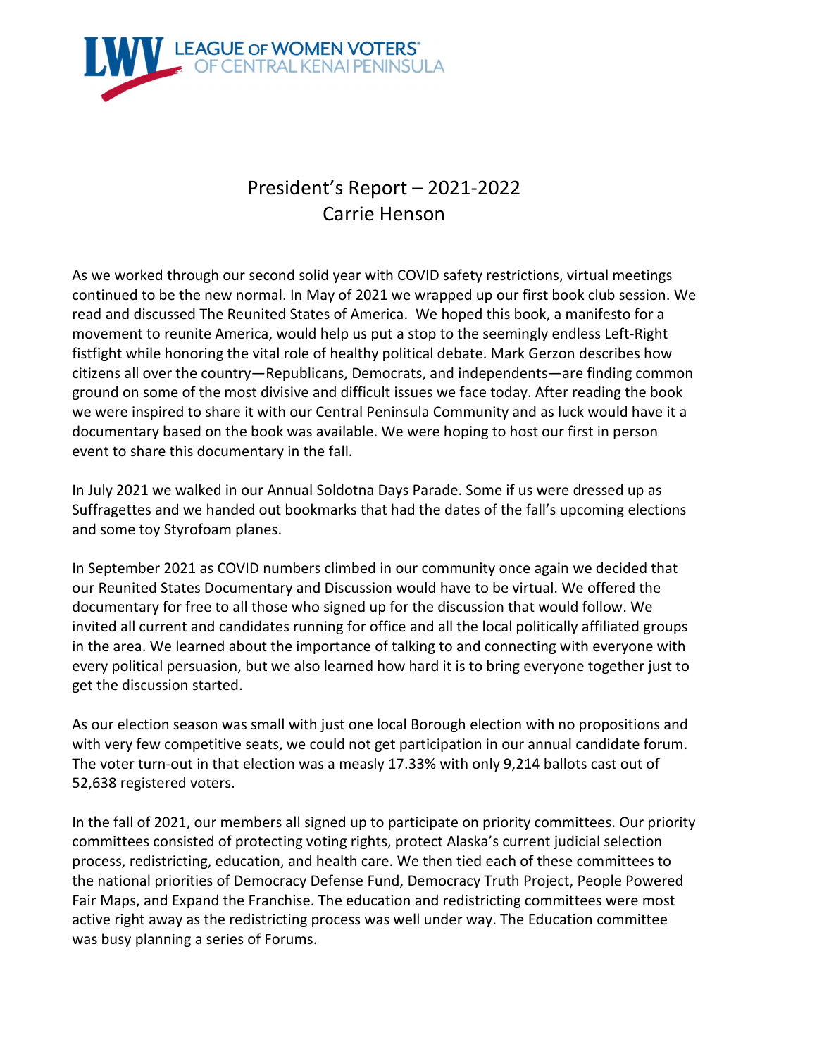LEAGUE OF WOMEN VOTERS® OF CENTRAL KENAI PENINSULA

# President's Report – 2021-2022
## Carrie Henson

As we worked through our second solid year with COVID safety restrictions, virtual meetings continued to be the new normal. In May of 2021 we wrapped up our first book club session. We read and discussed The Reunited States of America. We hoped this book, a manifesto for a movement to reunite America, would help us put a stop to the seemingly endless Left-Right fistfight while honoring the vital role of healthy political debate. Mark Gerzon describes how citizens all over the country—Republicans, Democrats, and independents—are finding common ground on some of the most divisive and difficult issues we face today. After reading the book we were inspired to share it with our Central Peninsula Community and as luck would have it a documentary based on the book was available. We were hoping to host our first in person event to share this documentary in the fall.

In July 2021 we walked in our Annual Soldotna Days Parade. Some if us were dressed up as Suffragettes and we handed out bookmarks that had the dates of the fall's upcoming elections and some toy Styrofoam planes.

In September 2021 as COVID numbers climbed in our community once again we decided that our Reunited States Documentary and Discussion would have to be virtual. We offered the documentary for free to all those who signed up for the discussion that would follow. We invited all current and candidates running for office and all the local politically affiliated groups in the area. We learned about the importance of talking to and connecting with everyone with every political persuasion, but we also learned how hard it is to bring everyone together just to get the discussion started.

As our election season was small with just one local Borough election with no propositions and with very few competitive seats, we could not get participation in our annual candidate forum. The voter turn-out in that election was a measly 17.33% with only 9,214 ballots cast out of 52,638 registered voters.

In the fall of 2021, our members all signed up to participate on priority committees. Our priority committees consisted of protecting voting rights, protect Alaska's current judicial selection process, redistricting, education, and health care. We then tied each of these committees to the national priorities of Democracy Defense Fund, Democracy Truth Project, People Powered Fair Maps, and Expand the Franchise. The education and redistricting committees were most active right away as the redistricting process was well under way. The Education committee was busy planning a series of Forums.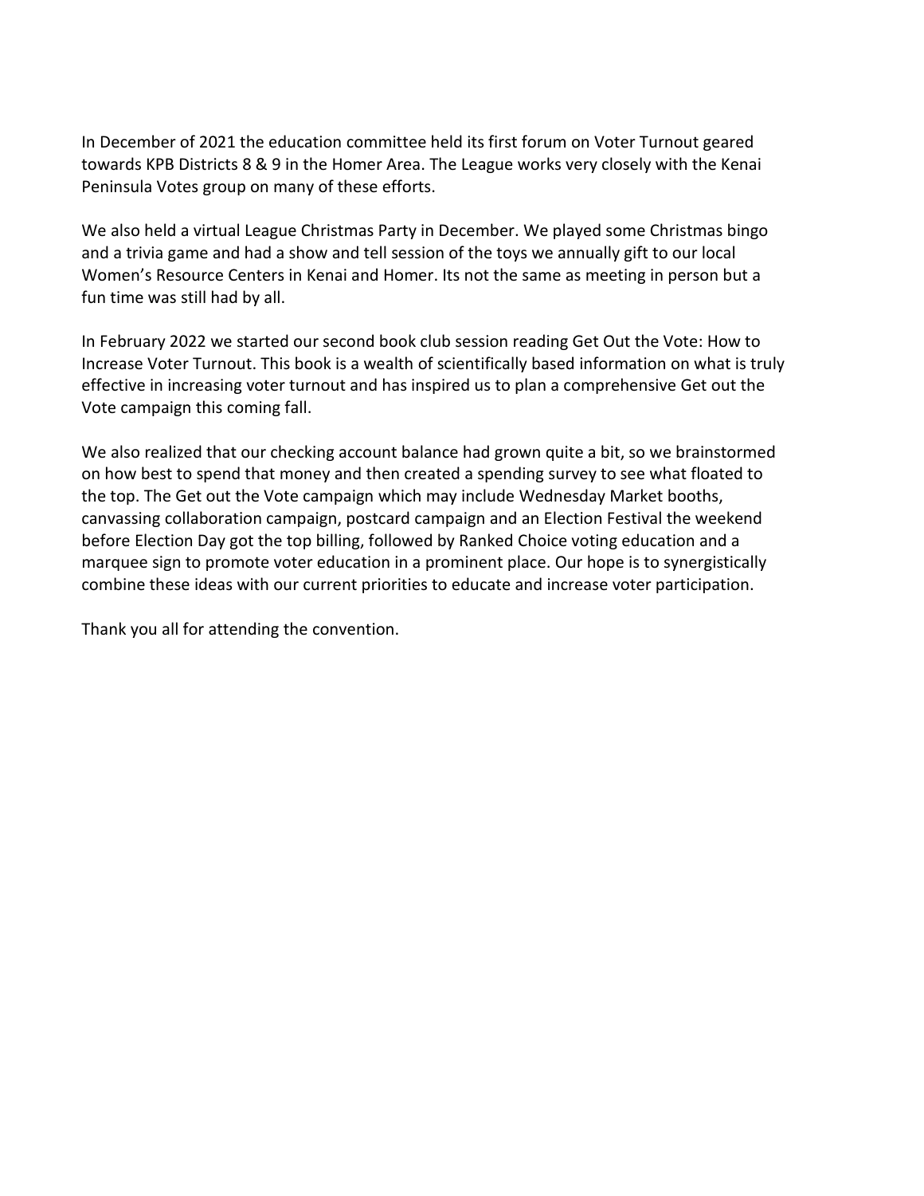In December of 2021 the education committee held its first forum on Voter Turnout geared towards KPB Districts 8 & 9 in the Homer Area. The League works very closely with the Kenai Peninsula Votes group on many of these efforts.

We also held a virtual League Christmas Party in December. We played some Christmas bingo and a trivia game and had a show and tell session of the toys we annually gift to our local Women's Resource Centers in Kenai and Homer. Its not the same as meeting in person but a fun time was still had by all.

In February 2022 we started our second book club session reading Get Out the Vote: How to Increase Voter Turnout. This book is a wealth of scientifically based information on what is truly effective in increasing voter turnout and has inspired us to plan a comprehensive Get out the Vote campaign this coming fall.

We also realized that our checking account balance had grown quite a bit, so we brainstormed on how best to spend that money and then created a spending survey to see what floated to the top. The Get out the Vote campaign which may include Wednesday Market booths, canvassing collaboration campaign, postcard campaign and an Election Festival the weekend before Election Day got the top billing, followed by Ranked Choice voting education and a marquee sign to promote voter education in a prominent place. Our hope is to synergistically combine these ideas with our current priorities to educate and increase voter participation.

Thank you all for attending the convention.